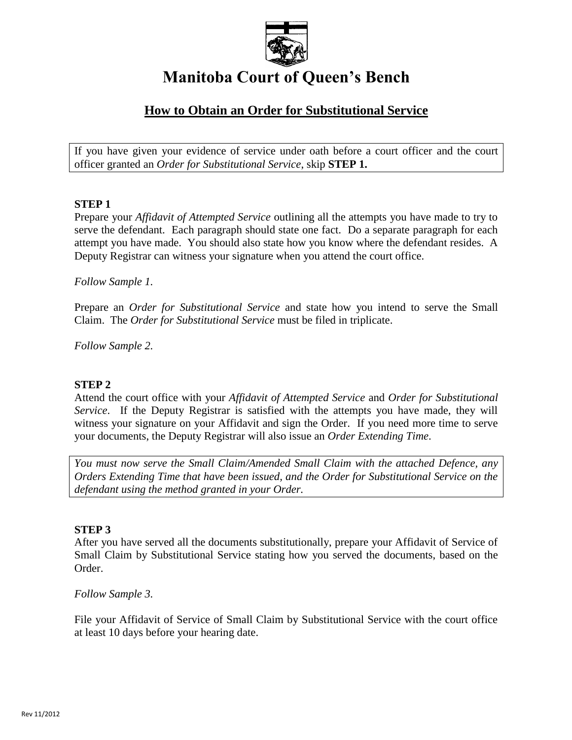# Manitoba Court of Queen's Bench

## How to Obtain an Order for Substitutional Service

If you have given your evidence of service under oath before a court officer and the court officer granted an *Order for Substitutional Service*, skip **STEP 1.**

**STEP 1**

Prepare your *Affidavit of Attempted Service* outlining all the attempts you have made to try to serve the defendant. Each paragraph should state one fact. Do a separate paragraph for each attempt you have made. You should also state how you know where the defendant resides. A Deputy Registrar can witness your signature when you attend the court office.

*Follow Sample 1.*

Prepare an *Order for Substitutional Service* and state how you intend to serve the Small Claim. The *Order for Substitutional Service* must be filed in triplicate.

*Follow Sample 2.*

**STEP 2**

Attend the court office with your *Affidavit of Attempted Service* and *Order for Substitutional Service*. If the Deputy Registrar is satisfied with the attempts you have made, they will witness your signature on your Affidavit and sign the Order. If you need more time to serve your documents, the Deputy Registrar will also issue an *Order Extending Time*.

*You must now serve the Small Claim/Amended Small Claim with the attached Defence, any Orders Extending Time that have been issued, and the Order for Substitutional Service on the defendant using the method granted in your Order.*

**STEP 3**

After you have served all the documents substitutionally, prepare your Affidavit of Service of Small Claim by Substitutional Service stating how you served the documents, based on the Order.

*Follow Sample 3.*

File your Affidavit of Service of Small Claim by Substitutional Service with the court office at least 10 days before your hearing date.

Rev 11/2012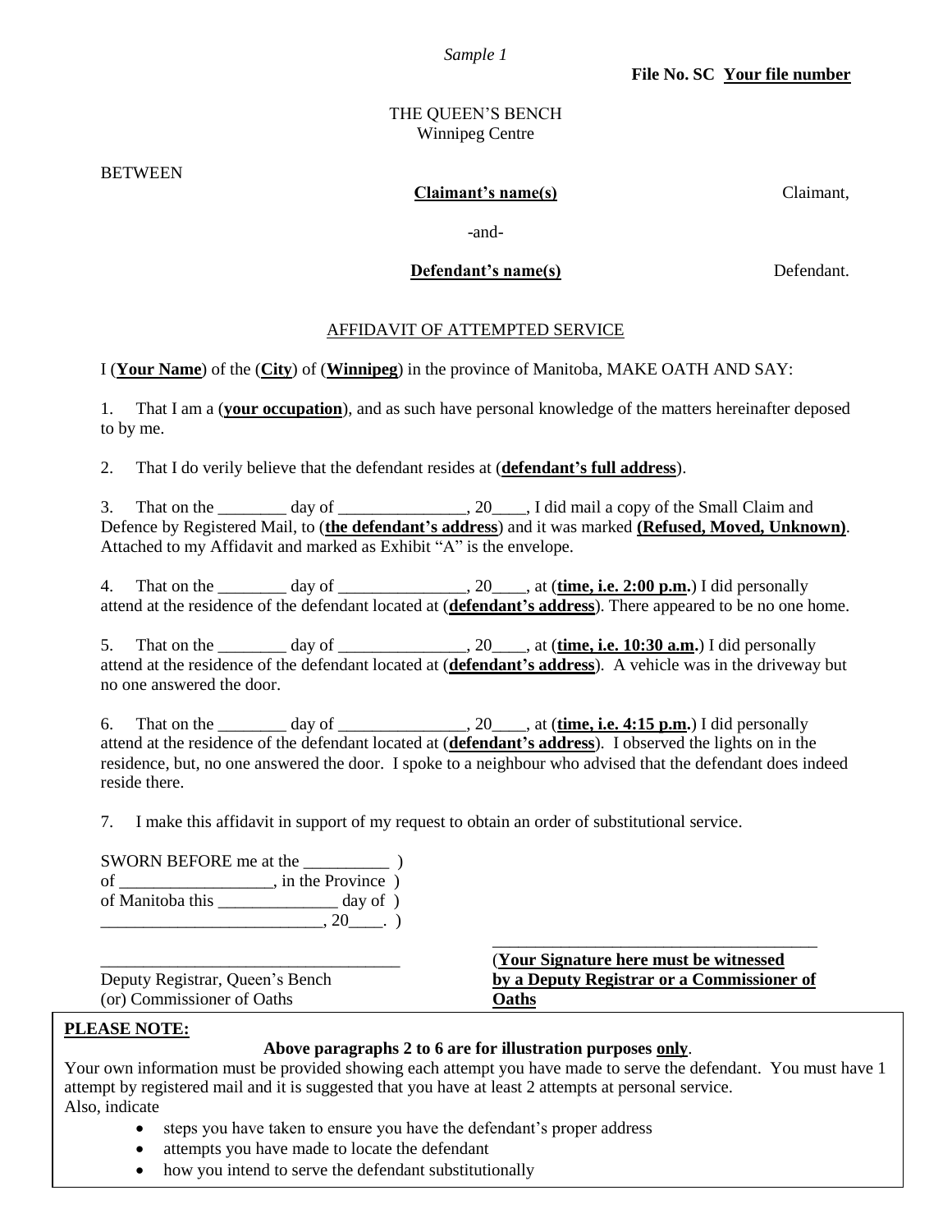*Sample 1*

**File No. SC <u>Your file number</u>**

THE QUEEN'S BENCH
Winnipeg Centre

BETWEEN

**<u>Claimant's name(s)</u>** Claimant,

-and-

**<u>Defendant's name(s)</u>** Defendant.

<u>AFFIDAVIT OF ATTEMPTED SERVICE</u>

I (**<u>Your Name</u>**) of the (**<u>City</u>**) of (**<u>Winnipeg</u>**) in the province of Manitoba, MAKE OATH AND SAY:

1. That I am a (**<u>your occupation</u>**), and as such have personal knowledge of the matters hereinafter deposed to by me.

2. That I do verily believe that the defendant resides at (**<u>defendant's full address</u>**).

3. That on the ________ day of _______________, 20____, I did mail a copy of the Small Claim and Defence by Registered Mail, to (**<u>the defendant's address</u>**) and it was marked **<u>(Refused, Moved, Unknown)</u>**. Attached to my Affidavit and marked as Exhibit "A" is the envelope.

4. That on the ________ day of _______________, 20____, at (**<u>time, i.e. 2:00 p.m.</u>**) I did personally attend at the residence of the defendant located at (**<u>defendant's address</u>**). There appeared to be no one home.

5. That on the ________ day of _______________, 20____, at (**<u>time, i.e. 10:30 a.m.</u>**) I did personally attend at the residence of the defendant located at (**<u>defendant's address</u>**). A vehicle was in the driveway but no one answered the door.

6. That on the ________ day of _______________, 20____, at (**<u>time, i.e. 4:15 p.m.</u>**) I did personally attend at the residence of the defendant located at (**<u>defendant's address</u>**). I observed the lights on in the residence, but, no one answered the door. I spoke to a neighbour who advised that the defendant does indeed reside there.

7. I make this affidavit in support of my request to obtain an order of substitutional service.

SWORN BEFORE me at the __________ )
of __________________, in the Province )
of Manitoba this ______________ day of )
__________________________, 20____. )

___________________________________
Deputy Registrar, Queen's Bench
(or) Commissioner of Oaths

___________________________________
(**<u>Your Signature here must be witnessed by a Deputy Registrar or a Commissioner of Oaths</u>**

**<u>PLEASE NOTE:</u>**

**Above paragraphs 2 to 6 are for illustration purposes <u>only</u>**.

Your own information must be provided showing each attempt you have made to serve the defendant. You must have 1 attempt by registered mail and it is suggested that you have at least 2 attempts at personal service.
Also, indicate

- steps you have taken to ensure you have the defendant's proper address
- attempts you have made to locate the defendant
- how you intend to serve the defendant substitutionally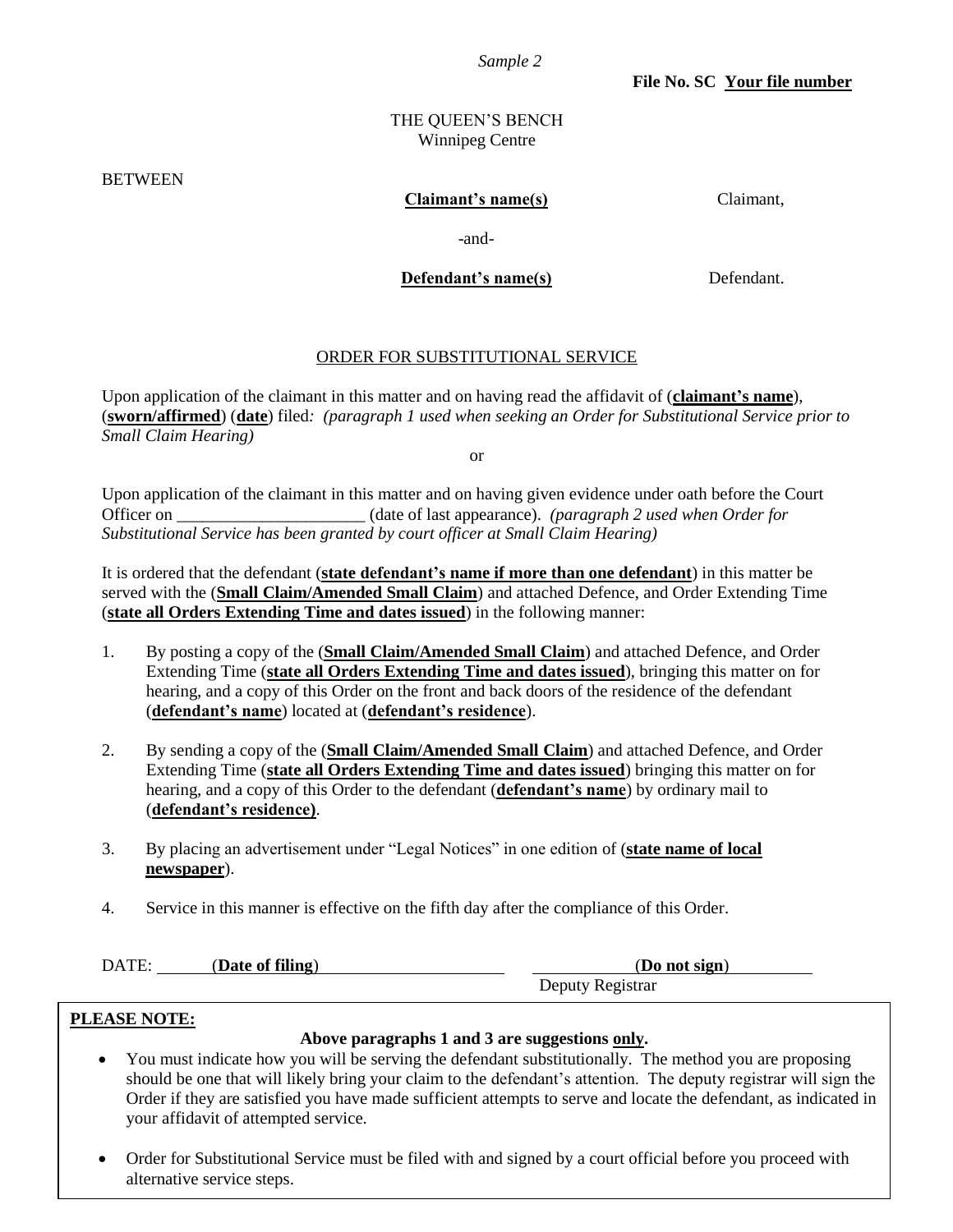*Sample 2*

**File No. SC Your file number**

THE QUEEN'S BENCH
Winnipeg Centre

BETWEEN

**Claimant's name(s)** Claimant,

-and-

**Defendant's name(s)** Defendant.

ORDER FOR SUBSTITUTIONAL SERVICE

Upon application of the claimant in this matter and on having read the affidavit of (**claimant's name**), (**sworn/affirmed**) (**date**) filed*: (paragraph 1 used when seeking an Order for Substitutional Service prior to Small Claim Hearing)*

or

Upon application of the claimant in this matter and on having given evidence under oath before the Court Officer on ______________________ (date of last appearance). *(paragraph 2 used when Order for Substitutional Service has been granted by court officer at Small Claim Hearing)*

It is ordered that the defendant (**state defendant's name if more than one defendant**) in this matter be served with the (**Small Claim/Amended Small Claim**) and attached Defence, and Order Extending Time (**state all Orders Extending Time and dates issued**) in the following manner:

1. By posting a copy of the (**Small Claim/Amended Small Claim**) and attached Defence, and Order Extending Time (**state all Orders Extending Time and dates issued**), bringing this matter on for hearing, and a copy of this Order on the front and back doors of the residence of the defendant (**defendant's name**) located at (**defendant's residence**).

2. By sending a copy of the (**Small Claim/Amended Small Claim**) and attached Defence, and Order Extending Time (**state all Orders Extending Time and dates issued**) bringing this matter on for hearing, and a copy of this Order to the defendant (**defendant's name**) by ordinary mail to (**defendant's residence)**.

3. By placing an advertisement under "Legal Notices" in one edition of (**state name of local newspaper**).

4. Service in this manner is effective on the fifth day after the compliance of this Order.

DATE: (**Date of filing**) (**Do not sign**)
Deputy Registrar

**PLEASE NOTE:**

**Above paragraphs 1 and 3 are suggestions only.**

- You must indicate how you will be serving the defendant substitutionally. The method you are proposing should be one that will likely bring your claim to the defendant's attention. The deputy registrar will sign the Order if they are satisfied you have made sufficient attempts to serve and locate the defendant, as indicated in your affidavit of attempted service.

- Order for Substitutional Service must be filed with and signed by a court official before you proceed with alternative service steps.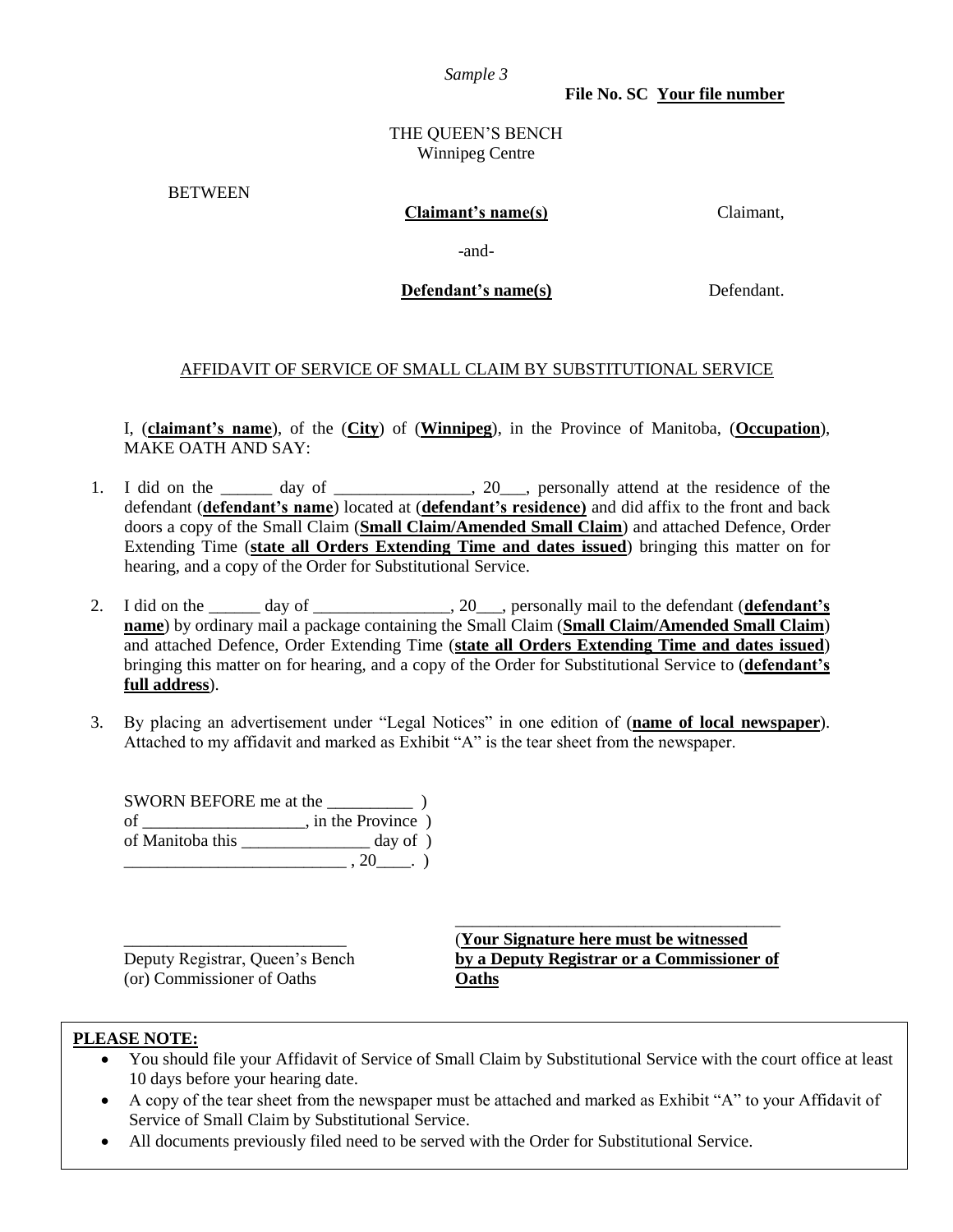*Sample 3*

**File No. SC Your file number**

THE QUEEN'S BENCH
Winnipeg Centre

BETWEEN

**Claimant's name(s)** Claimant,

-and-

**Defendant's name(s)** Defendant.

AFFIDAVIT OF SERVICE OF SMALL CLAIM BY SUBSTITUTIONAL SERVICE

I, (**claimant's name**), of the (**City**) of (**Winnipeg**), in the Province of Manitoba, (**Occupation**), MAKE OATH AND SAY:

1. I did on the ______ day of ________________, 20___, personally attend at the residence of the defendant (**defendant's name**) located at (**defendant's residence)** and did affix to the front and back doors a copy of the Small Claim (**Small Claim/Amended Small Claim**) and attached Defence, Order Extending Time (**state all Orders Extending Time and dates issued**) bringing this matter on for hearing, and a copy of the Order for Substitutional Service.

2. I did on the ______ day of ________________, 20___, personally mail to the defendant (**defendant's name**) by ordinary mail a package containing the Small Claim (**Small Claim/Amended Small Claim**) and attached Defence, Order Extending Time (**state all Orders Extending Time and dates issued**) bringing this matter on for hearing, and a copy of the Order for Substitutional Service to (**defendant's full address**).

3. By placing an advertisement under "Legal Notices" in one edition of (**name of local newspaper**). Attached to my affidavit and marked as Exhibit "A" is the tear sheet from the newspaper.

SWORN BEFORE me at the __________ )
of ___________________, in the Province )
of Manitoba this _______________ day of )
__________________________ , 20____. )

__________________________
Deputy Registrar, Queen's Bench
(or) Commissioner of Oaths

________________________________________
(**Your Signature here must be witnessed by a Deputy Registrar or a Commissioner of Oaths**)

**PLEASE NOTE:**

- You should file your Affidavit of Service of Small Claim by Substitutional Service with the court office at least 10 days before your hearing date.
- A copy of the tear sheet from the newspaper must be attached and marked as Exhibit "A" to your Affidavit of Service of Small Claim by Substitutional Service.
- All documents previously filed need to be served with the Order for Substitutional Service.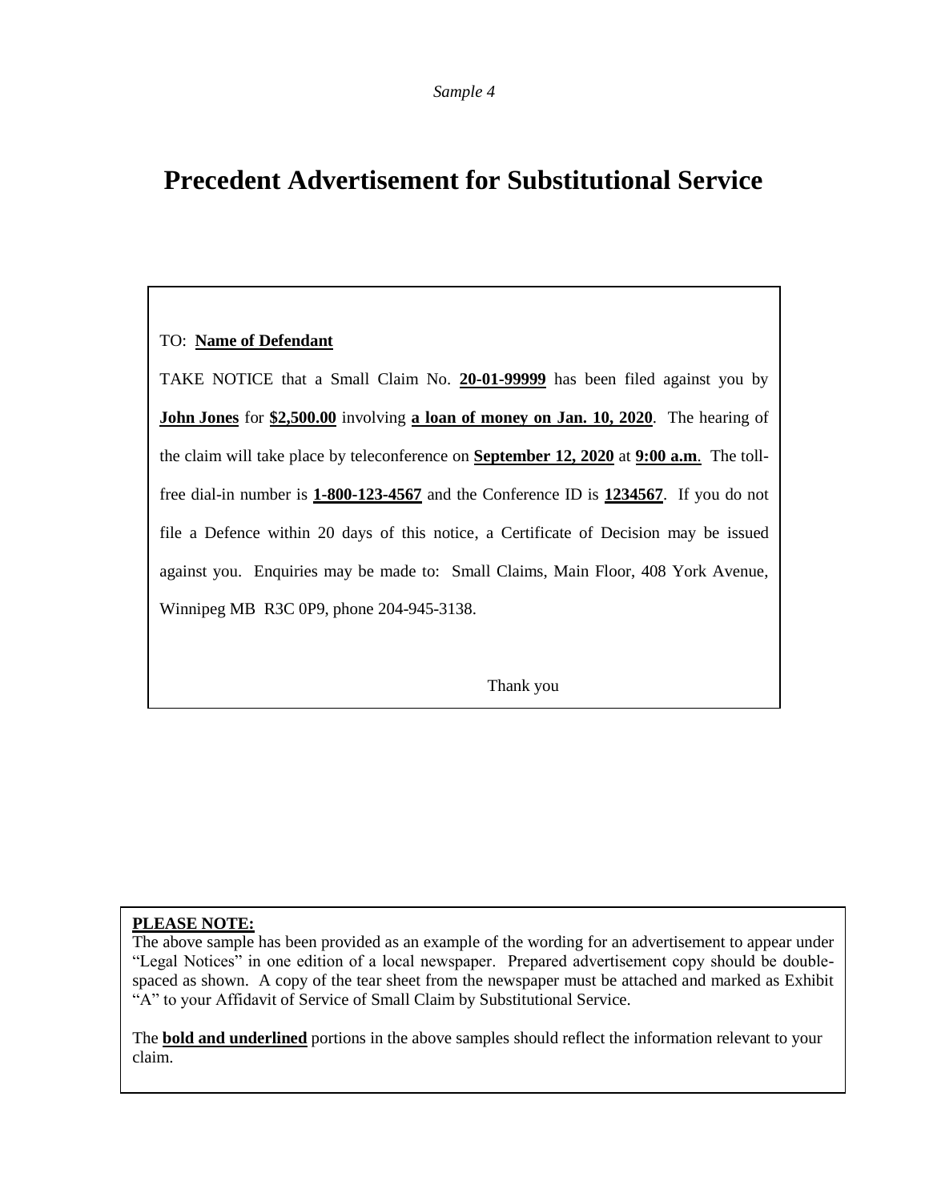*Sample 4*

# Precedent Advertisement for Substitutional Service

TO: **Name of Defendant**

TAKE NOTICE that a Small Claim No. **20-01-99999** has been filed against you by **John Jones** for **$2,500.00** involving **a loan of money on Jan. 10, 2020**. The hearing of the claim will take place by teleconference on **September 12, 2020** at **9:00 a.m**. The toll-free dial-in number is **1-800-123-4567** and the Conference ID is **1234567**. If you do not file a Defence within 20 days of this notice, a Certificate of Decision may be issued against you. Enquiries may be made to: Small Claims, Main Floor, 408 York Avenue, Winnipeg MB R3C 0P9, phone 204-945-3138.

Thank you

**PLEASE NOTE:**

The above sample has been provided as an example of the wording for an advertisement to appear under "Legal Notices" in one edition of a local newspaper. Prepared advertisement copy should be double-spaced as shown. A copy of the tear sheet from the newspaper must be attached and marked as Exhibit "A" to your Affidavit of Service of Small Claim by Substitutional Service.

The **bold and underlined** portions in the above samples should reflect the information relevant to your claim.